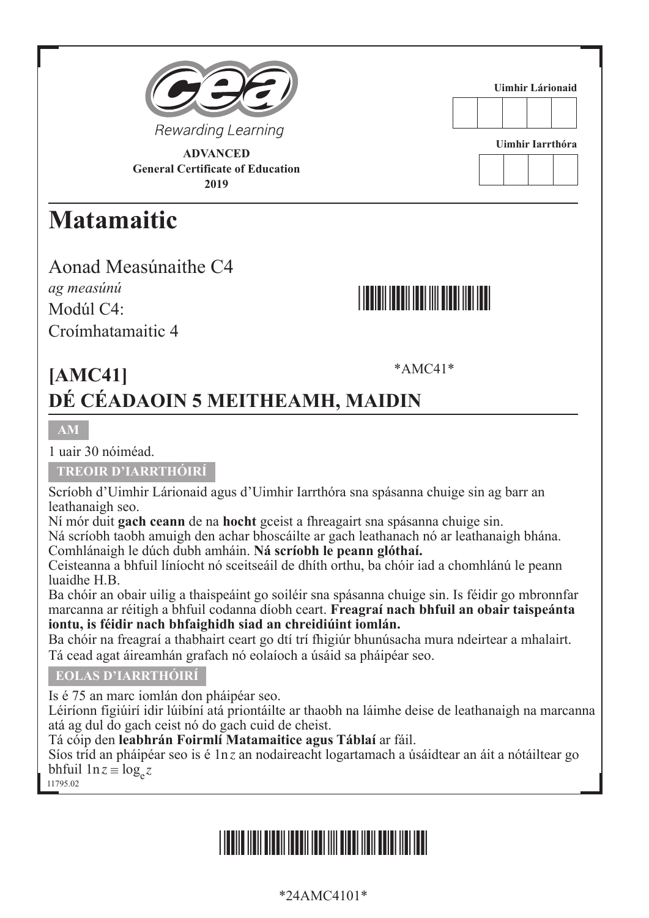Rewarding Learning

**ADVANCED**
**General Certificate of Education**
**2019**

**Uimhir Lárionaid**

**Uimhir Iarrthóra**

# Matamaitic

Aonad Measúnaithe C4

*ag measúnú*

Modúl C4:

Croímhatamaitic 4

*AMC41*

## [AMC41]

## DÉ CÉADAOIN 5 MEITHEAMH, MAIDIN

**AM**

1 uair 30 nóiméad.

**TREOIR D'IARRTHÓIRÍ**

Scríobh d'Uimhir Lárionaid agus d'Uimhir Iarrthóra sna spásanna chuige sin ag barr an leathanaigh seo.

Ní mór duit **gach ceann** de na **hocht** gceist a fhreagairt sna spásanna chuige sin.

Ná scríobh taobh amuigh den achar bhoscáilte ar gach leathanach nó ar leathanaigh bhána.

Comhlánaigh le dúch dubh amháin. **Ná scríobh le peann glóthaí.**

Ceisteanna a bhfuil líníocht nó sceitseáil de dhíth orthu, ba chóir iad a chomhlánú le peann luaidhe H.B.

Ba chóir an obair uilig a thaispeáint go soiléir sna spásanna chuige sin. Is féidir go mbronnfar marcanna ar réitigh a bhfuil codanna díobh ceart. **Freagraí nach bhfuil an obair taispeánta iontu, is féidir nach bhfaighidh siad an chreidiúint iomlán.**

Ba chóir na freagraí a thabhairt ceart go dtí trí fhigiúr bhunúsacha mura ndeirtear a mhalairt.

Tá cead agat áireamhán grafach nó eolaíoch a úsáid sa pháipéar seo.

**EOLAS D'IARRTHÓIRÍ**

Is é 75 an marc iomlán don pháipéar seo.

Léiríonn figiúirí idir lúibíní atá priontáilte ar thaobh na láimhe deise de leathanaigh na marcanna atá ag dul do gach ceist nó do gach cuid de cheist.

Tá cóip den **leabhrán Foirmlí Matamaitice agus Táblaí** ar fáil.

Síos tríd an pháipéar seo is é $\ln z$ an nodaireacht logartamach a úsáidtear an áit a nótáiltear go bhfuil $\ln z \equiv \log_e z$

11795.02

*24AMC4101*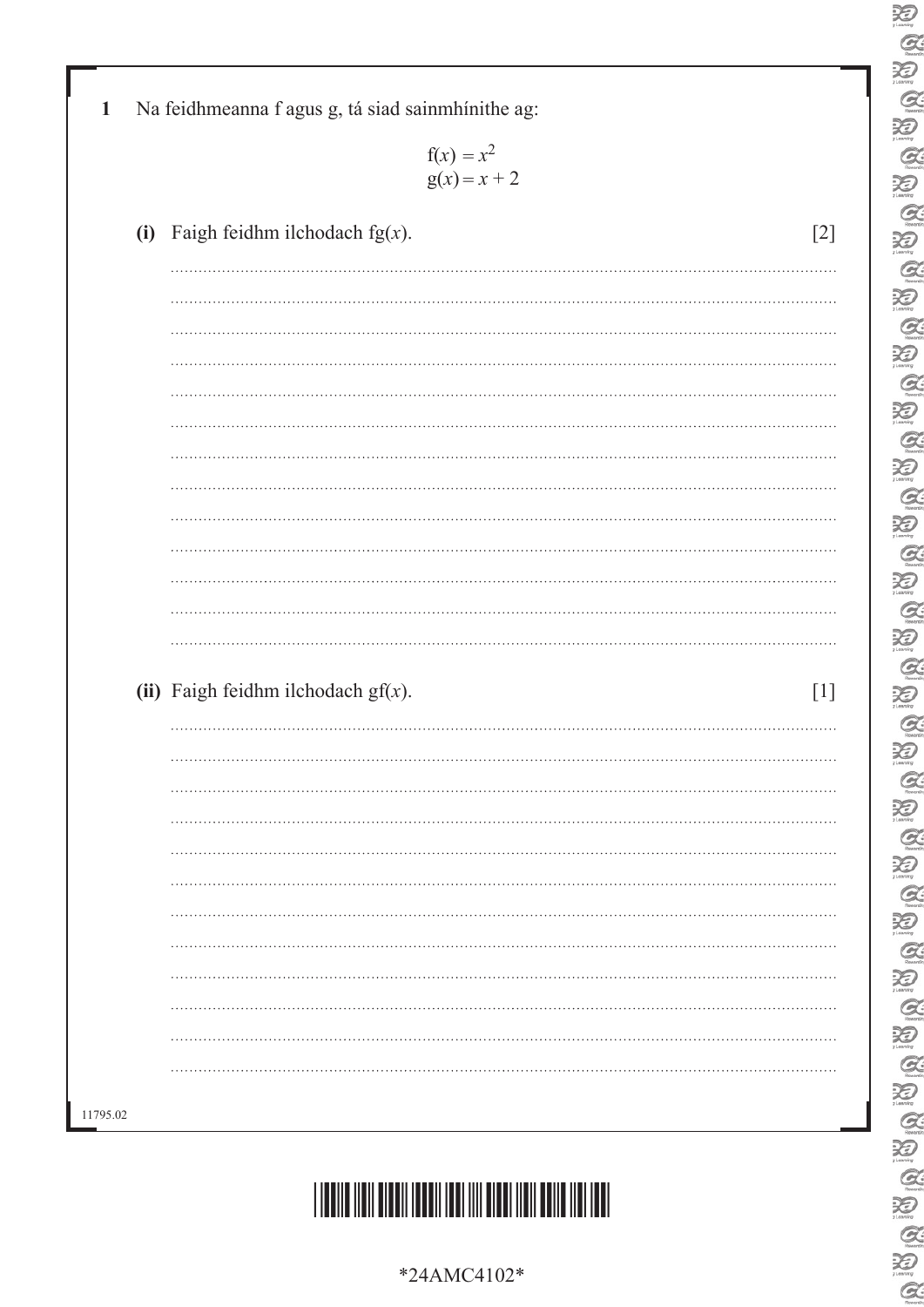**1** Na feidhmeanna f agus g, tá siad sainmhínithe ag:

$$f(x) = x^2$$
$$g(x) = x + 2$$

**(i)** Faigh feidhm ilchodach fg($x$). [2]

**(ii)** Faigh feidhm ilchodach gf($x$). [1]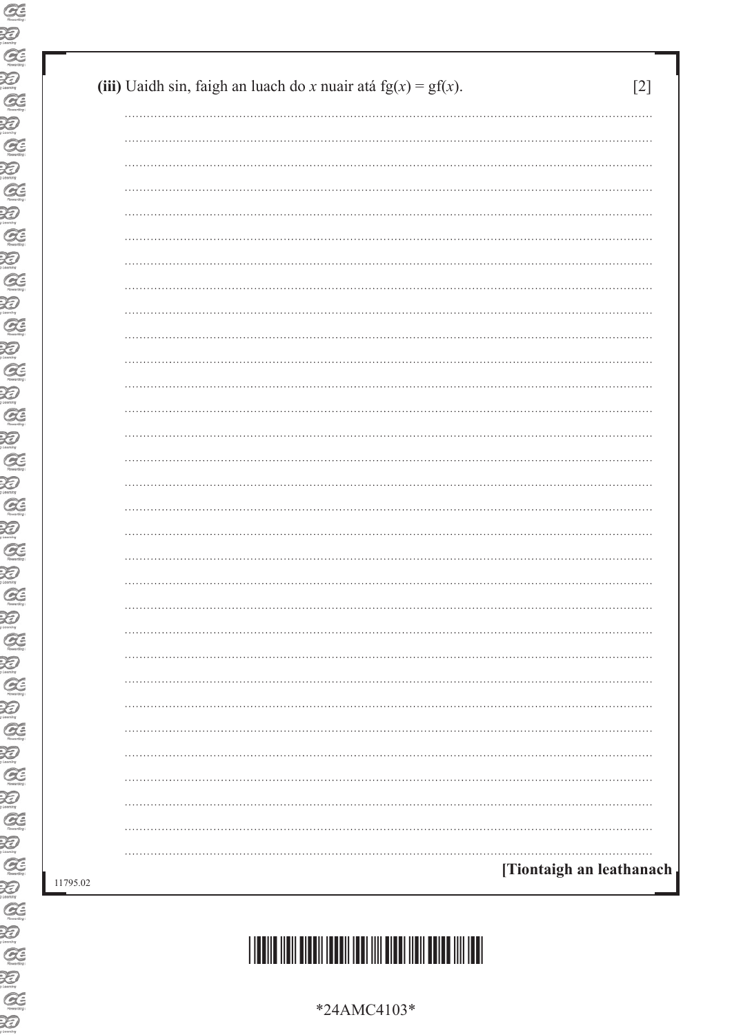**(iii)** Uaidh sin, faigh an luach do $x$ nuair atá $\text{fg}(x) = \text{gf}(x)$. [2]

**[Tiontaigh an leathanach**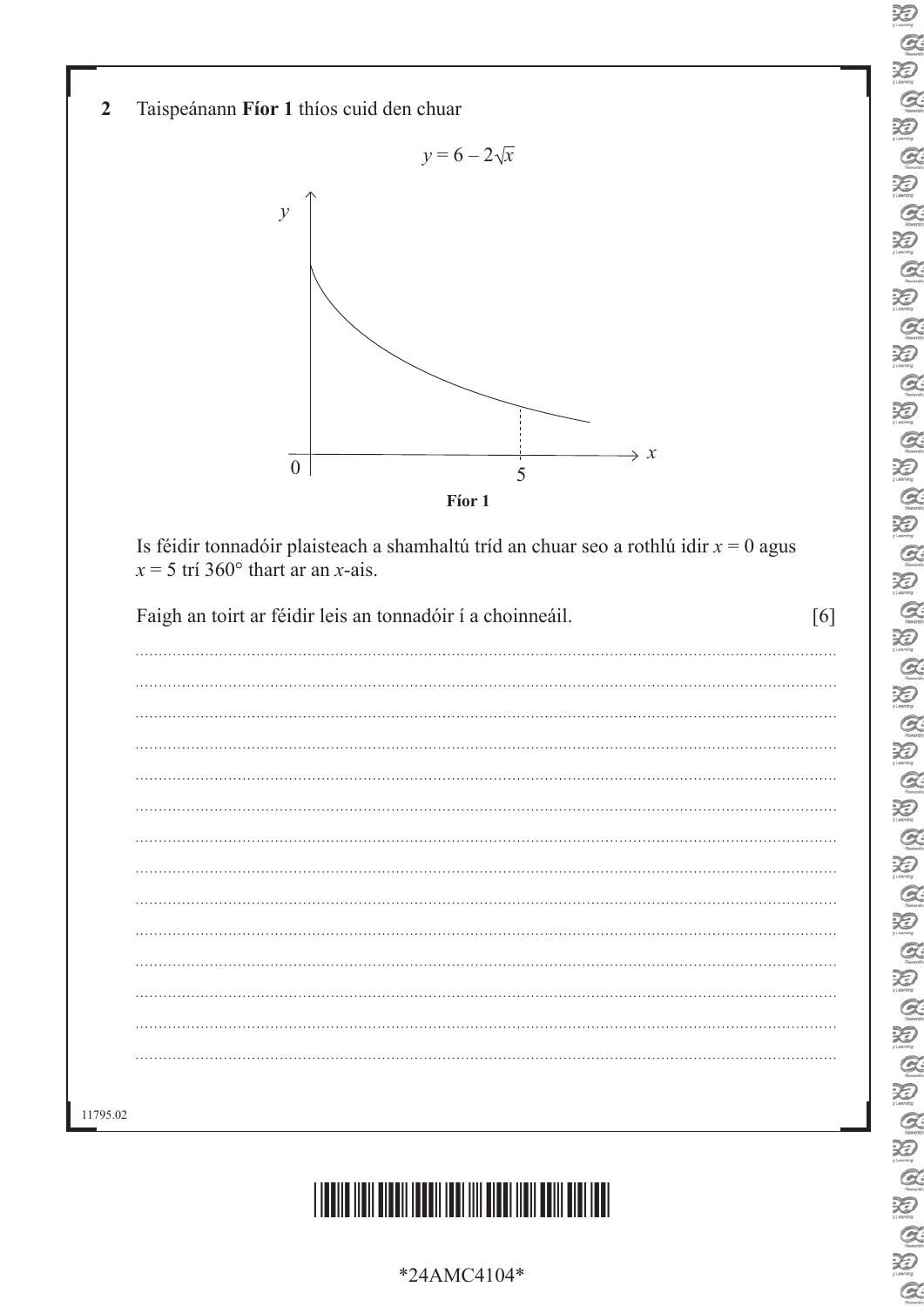**2** Taispeánann **Fíor 1** thíos cuid den chuar

$$y = 6 - 2\sqrt{x}$$

**Fíor 1**

Is féidir tonnadóir plaisteach a shamhaltú tríd an chuar seo a rothlú idir $x = 0$ agus $x = 5$ trí 360° thart ar an $x$-ais.

Faigh an toirt ar féidir leis an tonnadóir í a choinneáil. [6]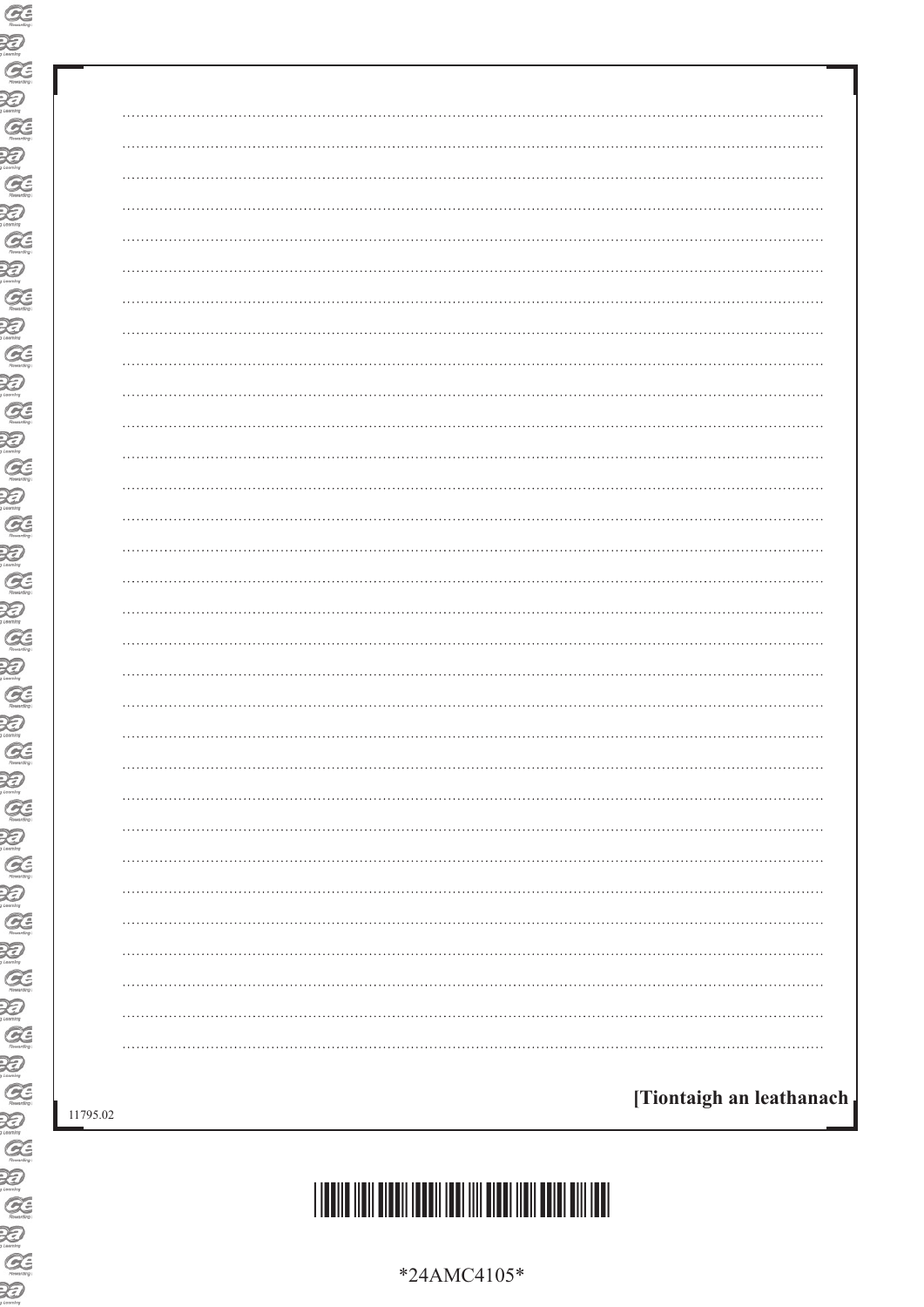[Tiontaigh an leathanach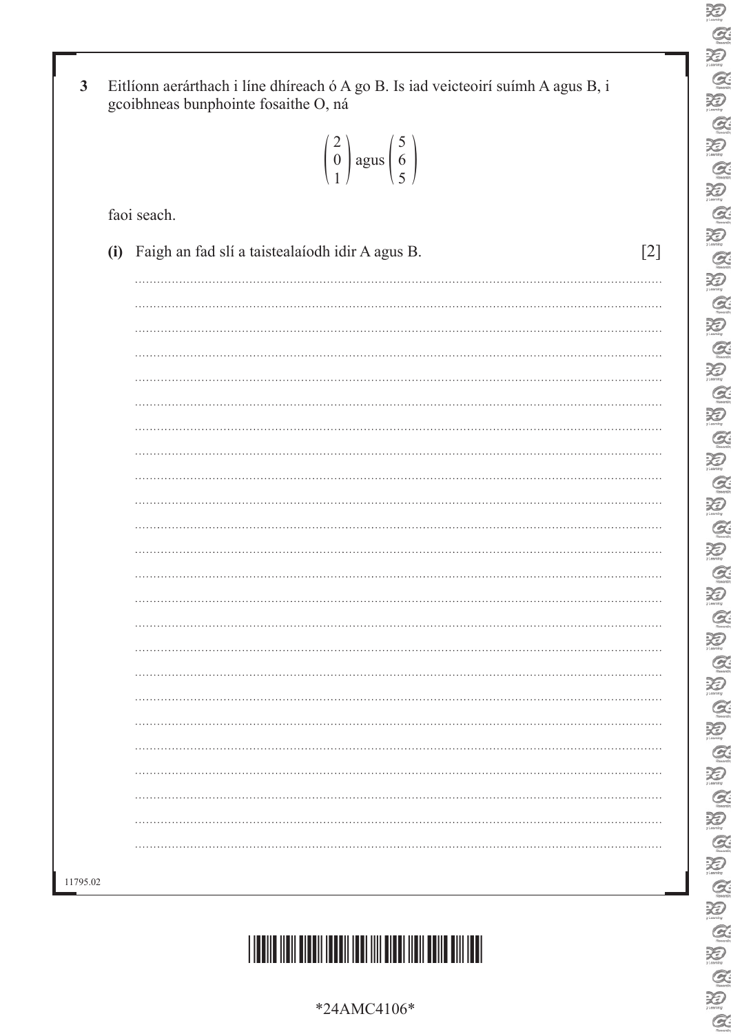**3** Eitlíonn aerárthach i líne dhíreach ó A go B. Is iad veicteoirí suímh A agus B, i gcoibhneas bunphointe fosaithe O, ná

$$\begin{pmatrix} 2 \\ 0 \\ 1 \end{pmatrix} \text{ agus } \begin{pmatrix} 5 \\ 6 \\ 5 \end{pmatrix}$$

faoi seach.

**(i)** Faigh an fad slí a taistealaíodh idir A agus B. [2]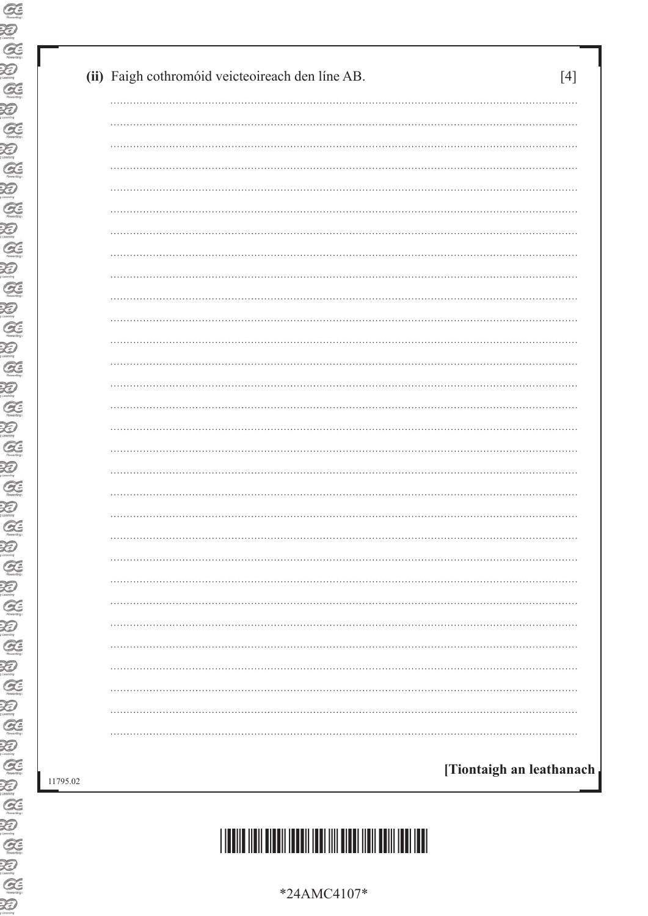**(ii)** Faigh cothromóid veicteoireach den líne AB. [4]

[Tiontaigh an leathanach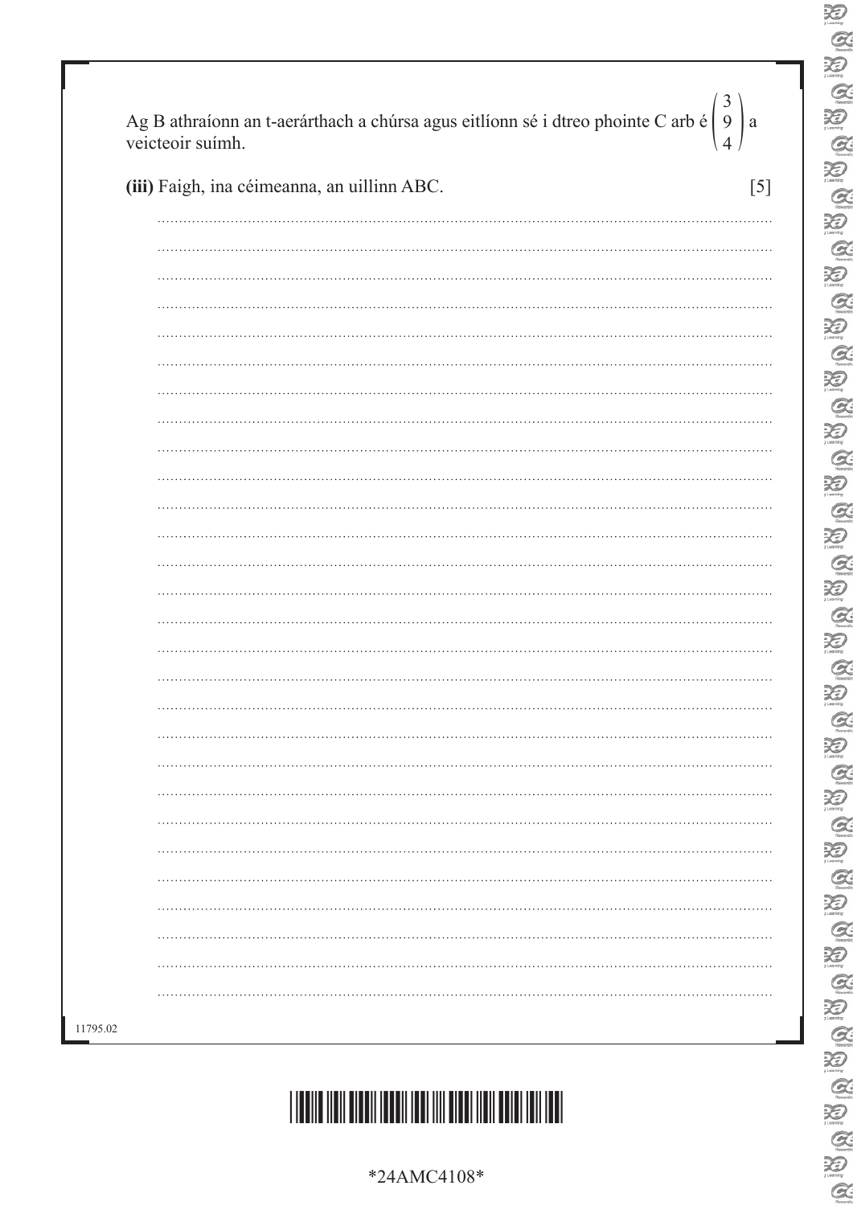Ag B athraíonn an t-aerárthach a chúrsa agus eitlíonn sé i dtreo phointe C arb é $\begin{pmatrix} 3 \\ 9 \\ 4 \end{pmatrix}$ a veicteoir suímh.

**(iii)** Faigh, ina céimeanna, an uillinn ABC. [5]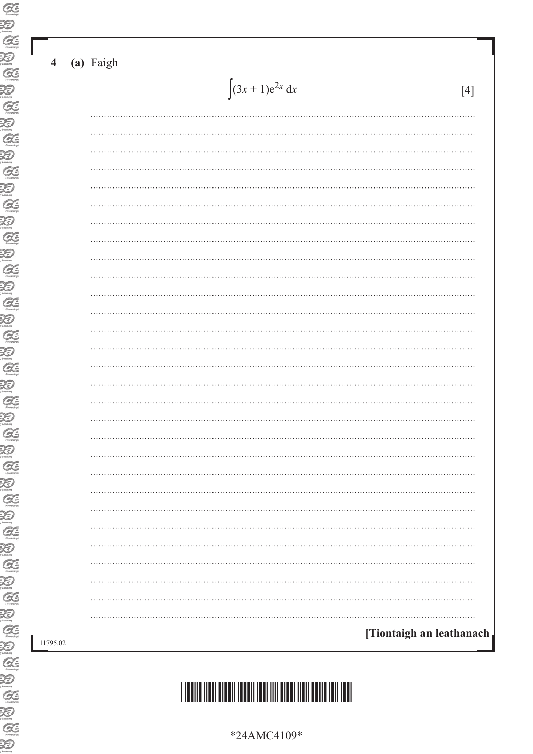**4** **(a)** Faigh

$$\int (3x + 1)e^{2x} \, dx$$

[4]

**[Tiontaigh an leathanach**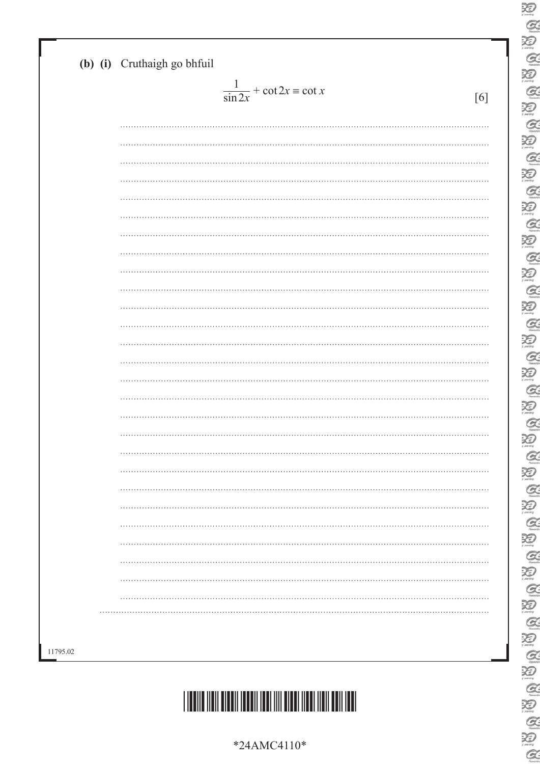**(b) (i)** Cruthaigh go bhfuil

$$\frac{1}{\sin 2x} + \cot 2x \equiv \cot x$$

[6]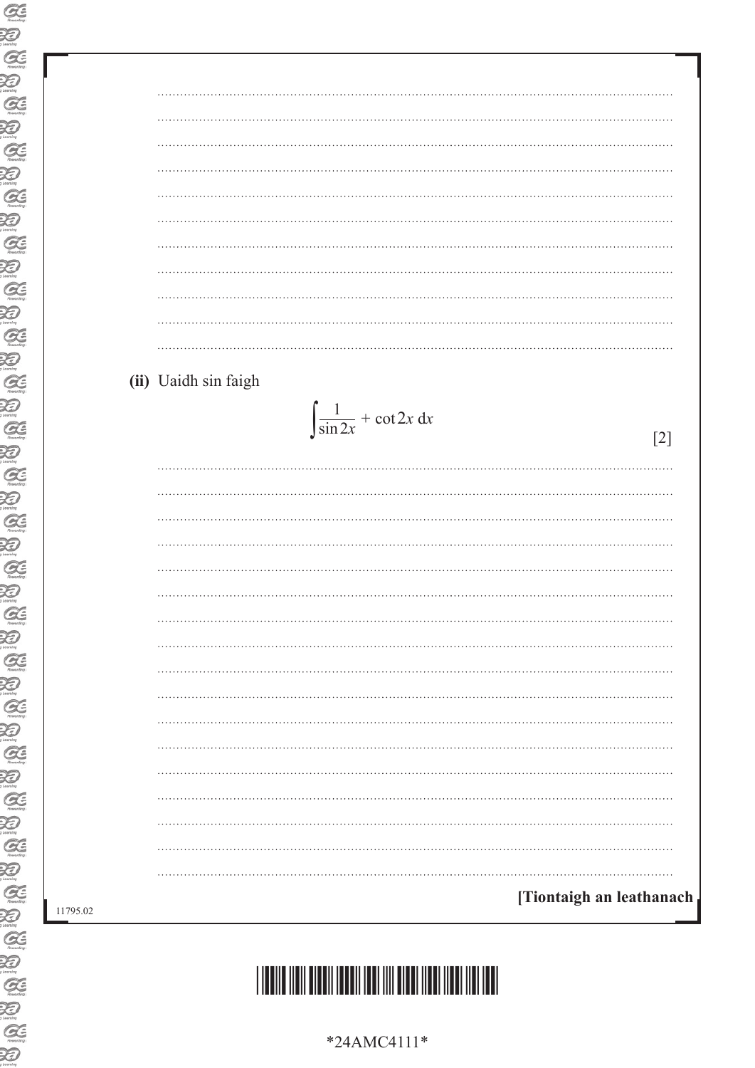**(ii)** Uaidh sin faigh

$$\int \frac{1}{\sin 2x} + \cot 2x \, dx$$

[2]

[Tiontaigh an leathanach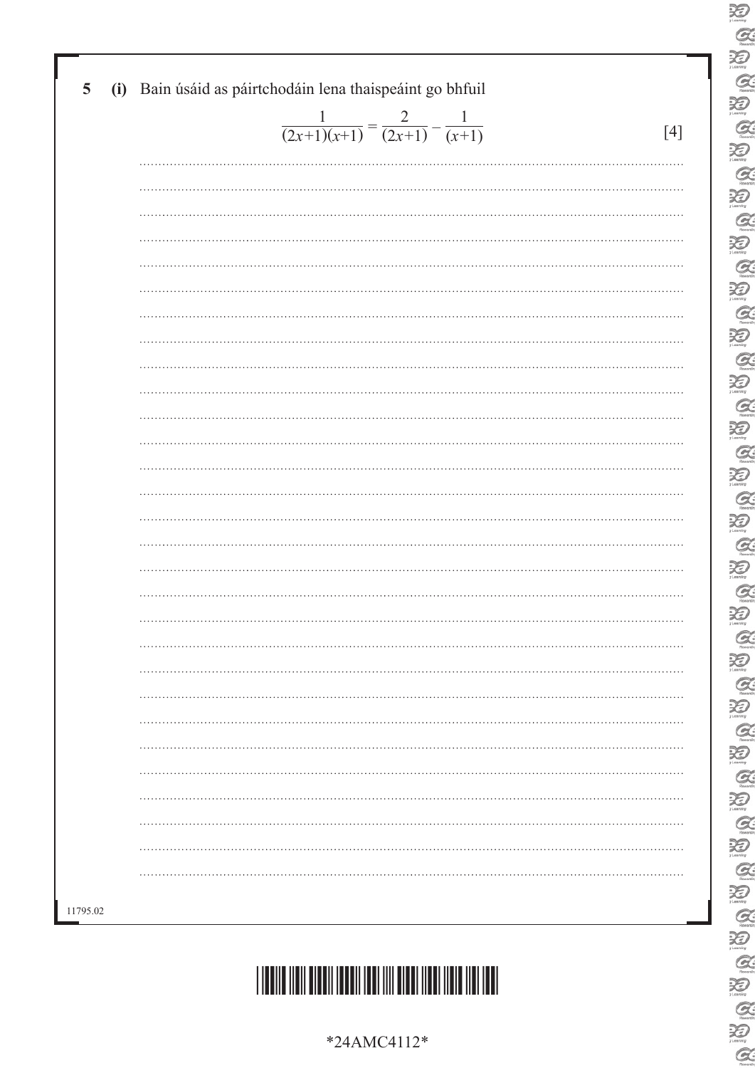**5 (i)** Bain úsáid as páirtchodáin lena thaispeáint go bhfuil

$$\frac{1}{(2x+1)(x+1)} = \frac{2}{(2x+1)} - \frac{1}{(x+1)}$$

[4]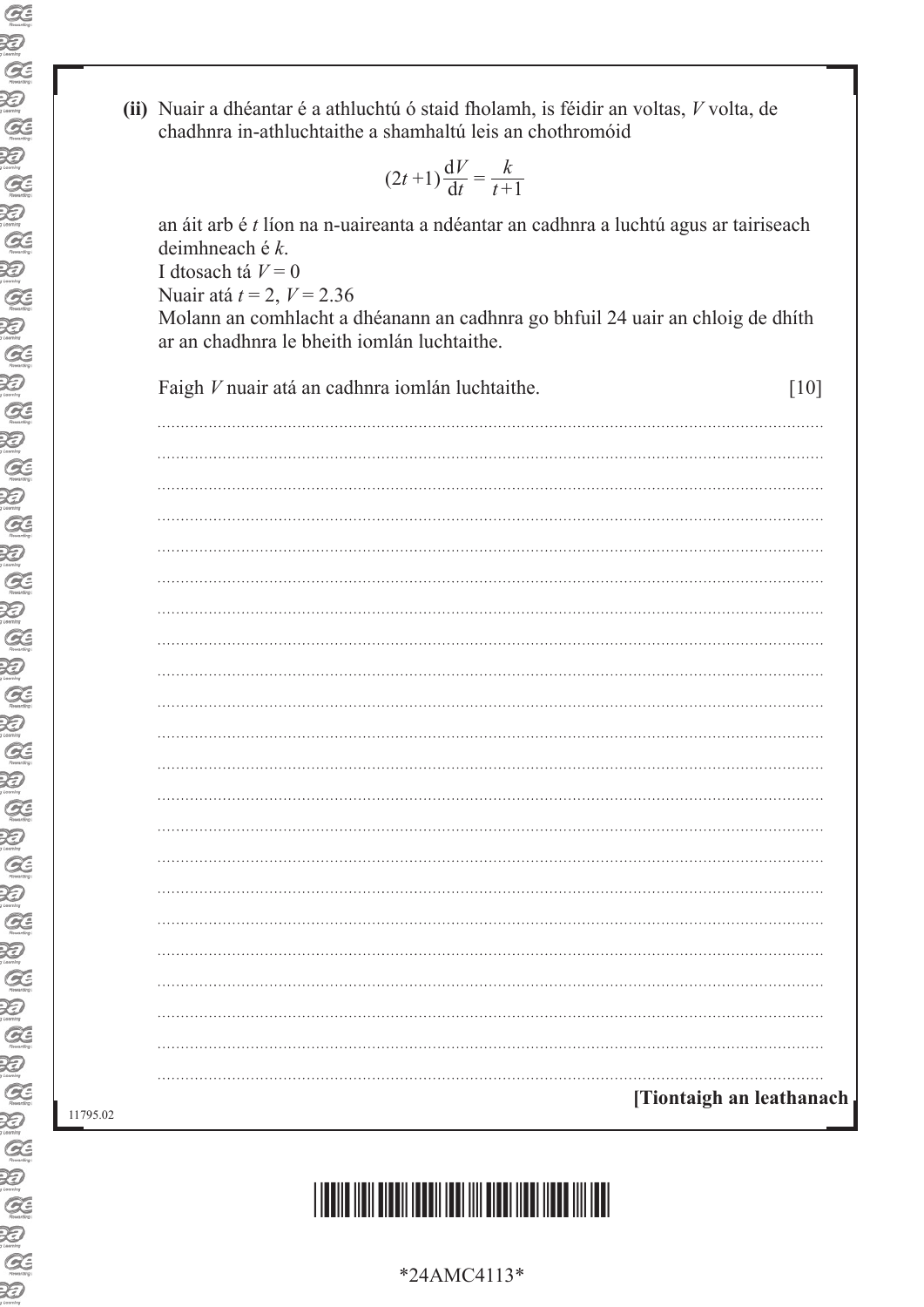**(ii)** Nuair a dhéantar é a athluchtú ó staid fholamh, is féidir an voltas, $V$ volta, de chadhnra in-athluchtaithe a shamhaltú leis an chothromóid

$$(2t+1)\frac{\mathrm{d}V}{\mathrm{d}t} = \frac{k}{t+1}$$

an áit arb é $t$ líon na n-uaireanta a ndéantar an cadhnra a luchtú agus ar tairiseach deimhneach é $k$.

I dtosach tá $V = 0$

Nuair atá $t = 2$, $V = 2.36$

Molann an comhlacht a dhéanann an cadhnra go bhfuil 24 uair an chloig de dhíth ar an chadhnra le bheith iomlán luchtaithe.

Faigh $V$ nuair atá an cadhnra iomlán luchtaithe. [10]

[Tiontaigh an leathanach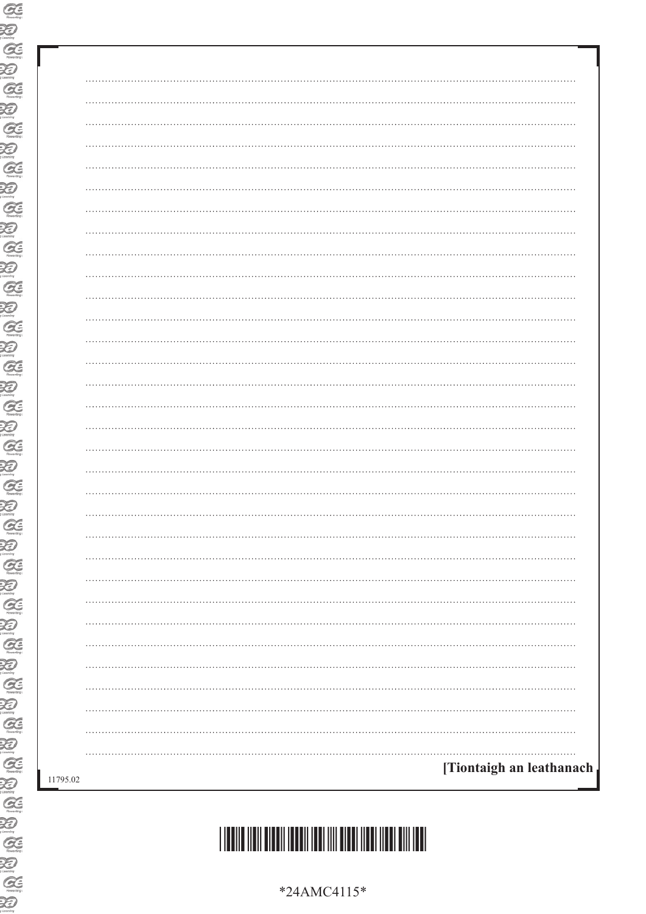[Tiontaigh an leathanach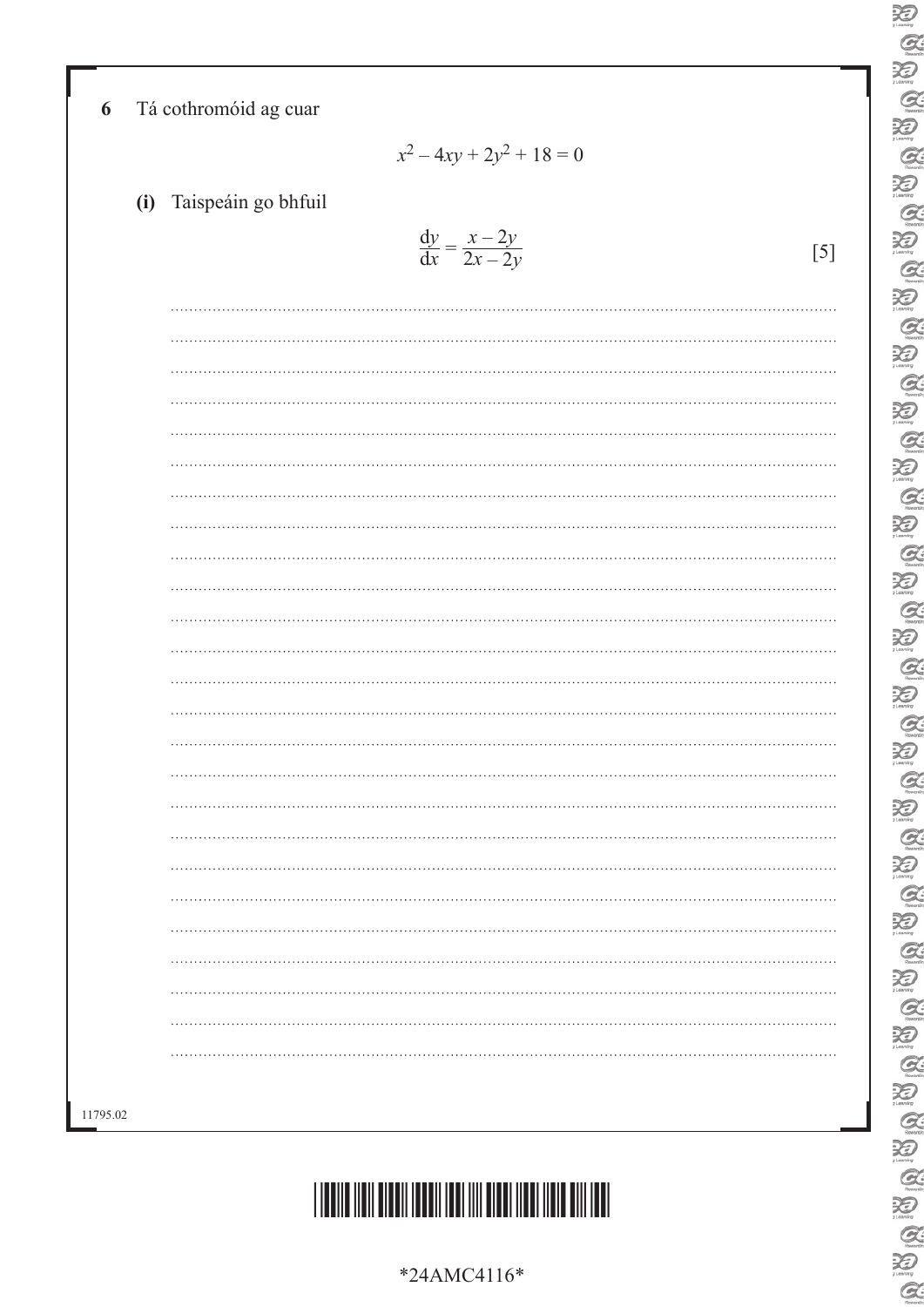**6** Tá cothromóid ag cuar

$$x^2 - 4xy + 2y^2 + 18 = 0$$

**(i)** Taispeáin go bhfuil

$$\frac{dy}{dx} = \frac{x - 2y}{2x - 2y}$$

[5]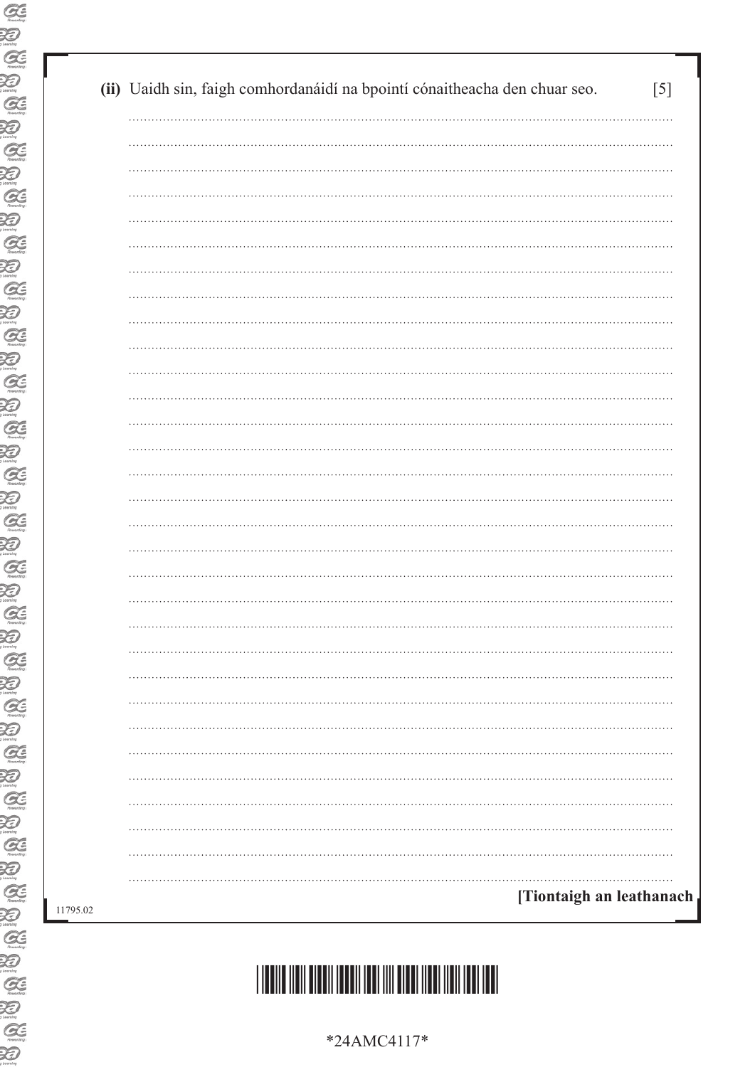**(ii)** Uaidh sin, faigh comhordanáidí na bpointí cónaitheacha den chuar seo. [5]

[Tiontaigh an leathanach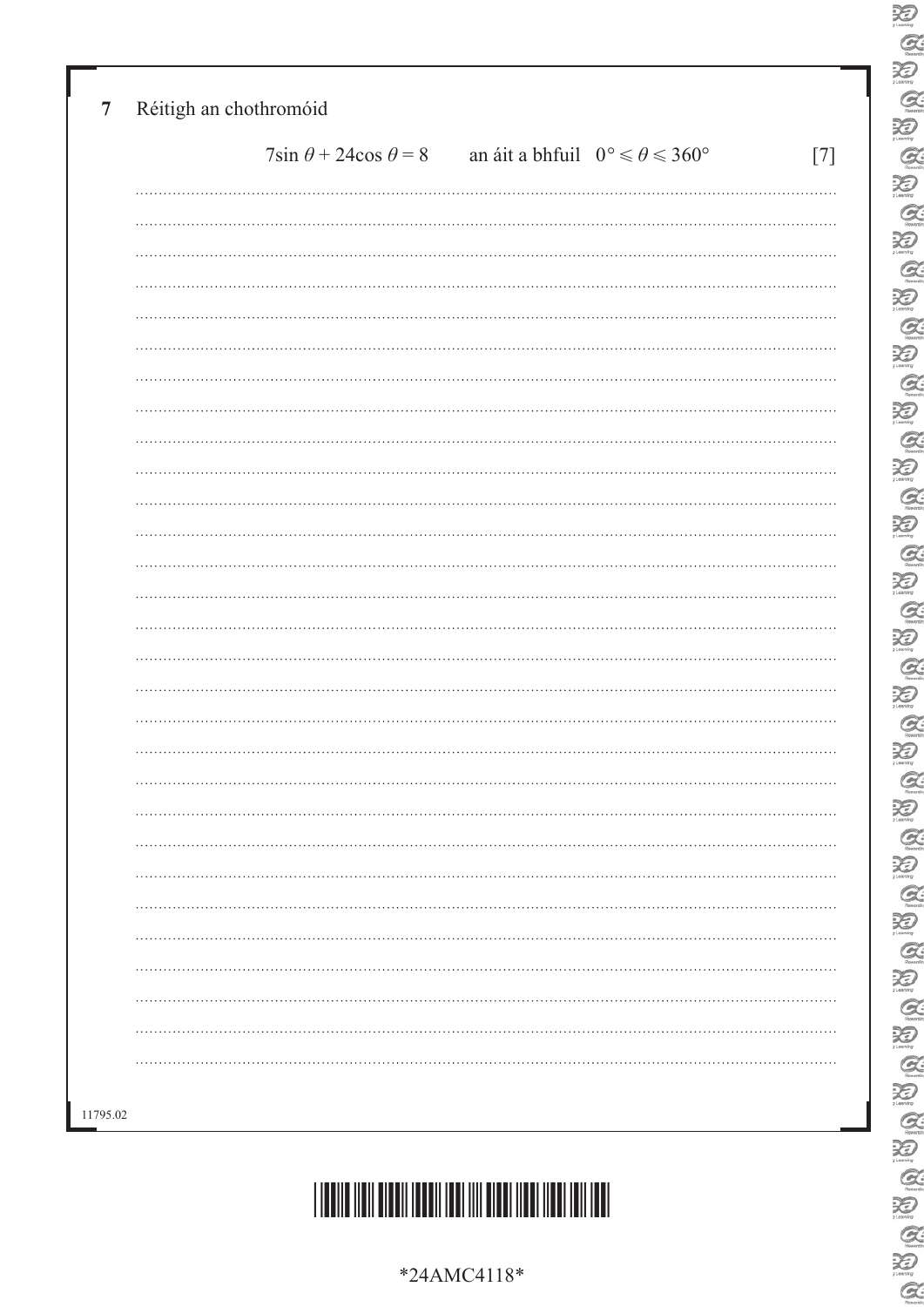**7** Réitigh an chothromóid

$$7\sin\theta + 24\cos\theta = 8 \qquad \text{an áit a bhfuil} \quad 0° \leqslant \theta \leqslant 360°$$

[7]

11795.02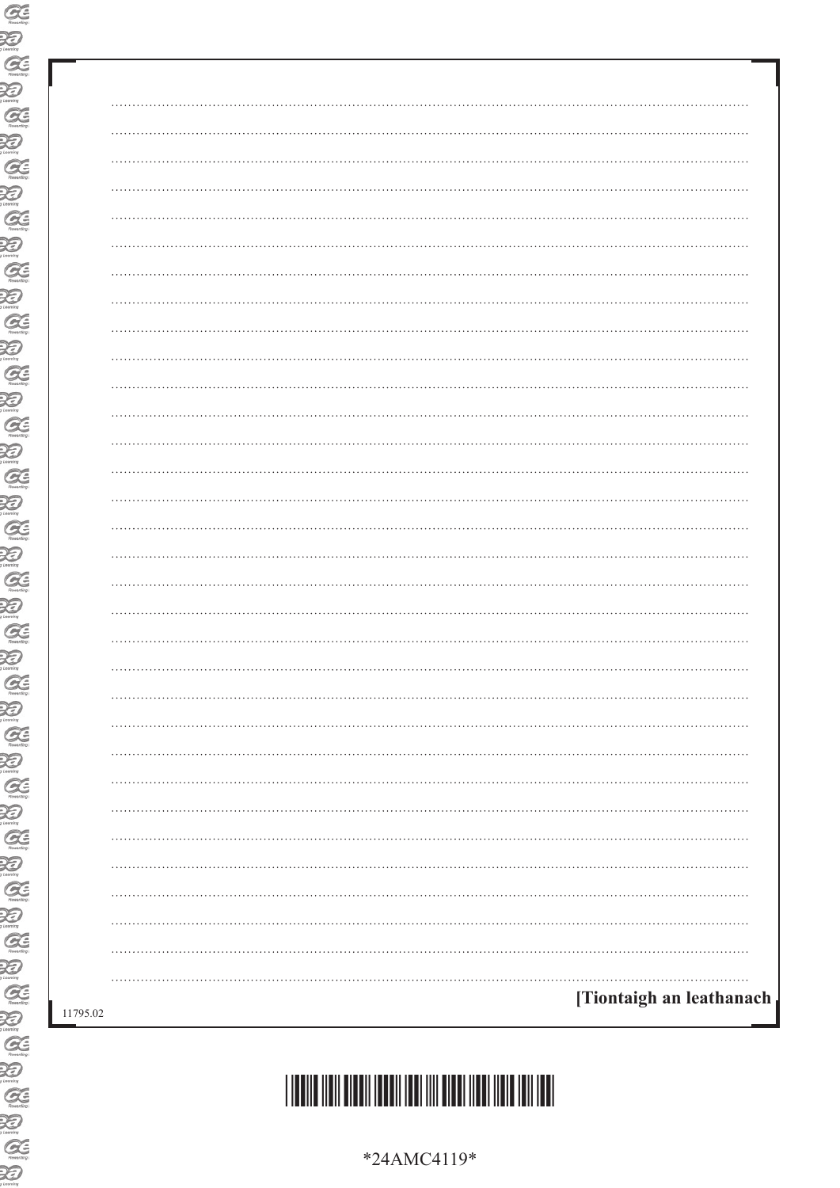[Tiontaigh an leathanach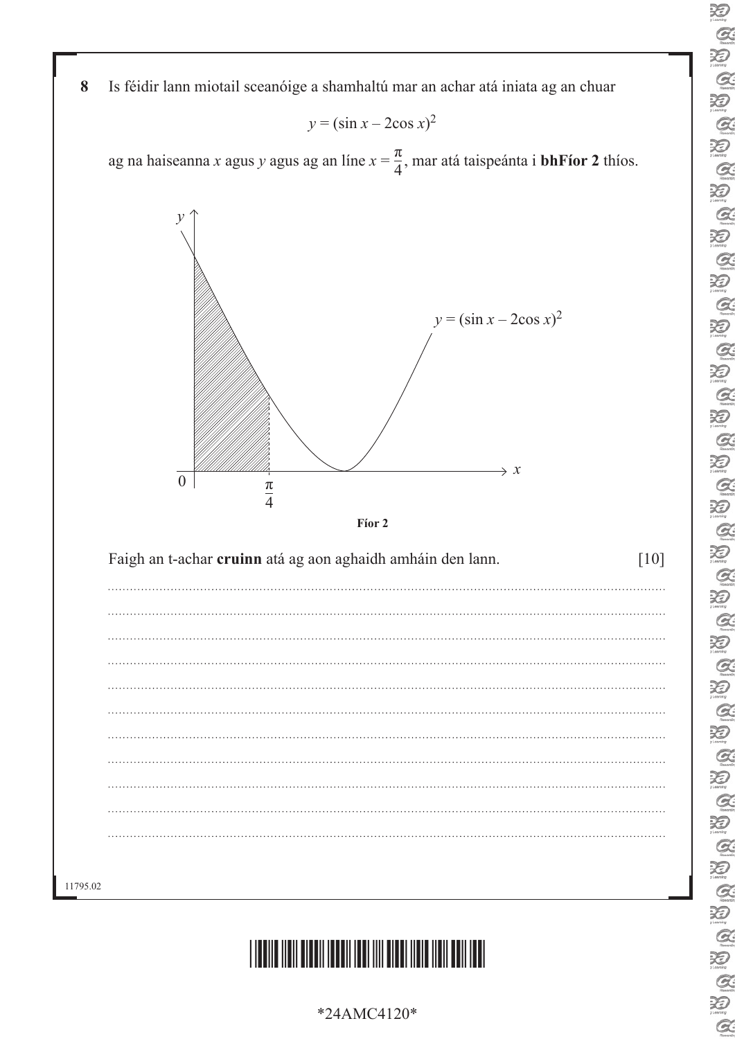**8** Is féidir lann miotail sceanóige a shamhaltú mar an achar atá iniata ag an chuar

$$y = (\sin x - 2\cos x)^2$$

ag na haiseanna $x$ agus $y$ agus ag an líne $x = \frac{\pi}{4}$, mar atá taispeánta i **bhFíor 2** thíos.

**Fíor 2**

Faigh an t-achar **cruinn** atá ag aon aghaidh amháin den lann. [10]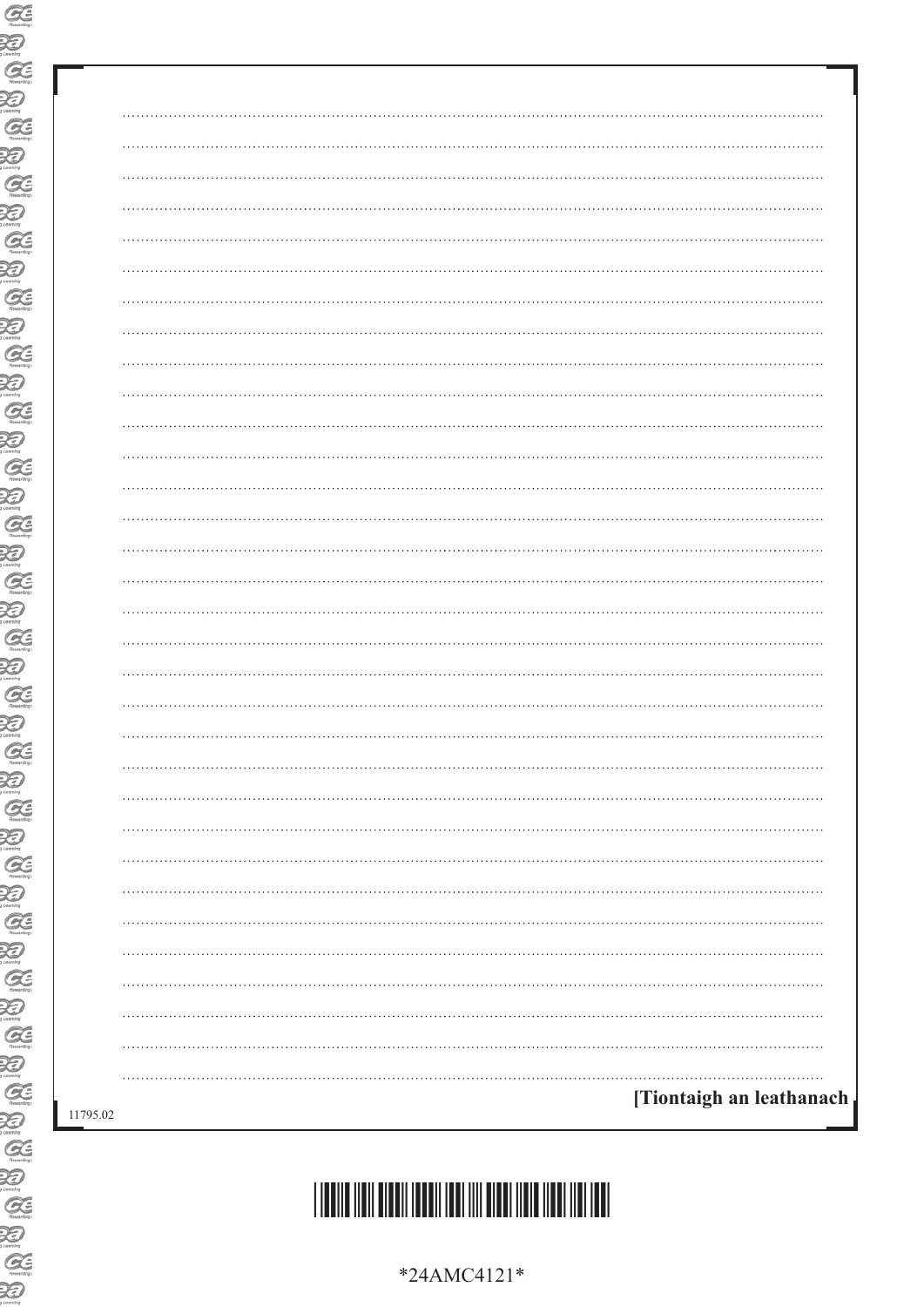[Tiontaigh an leathanach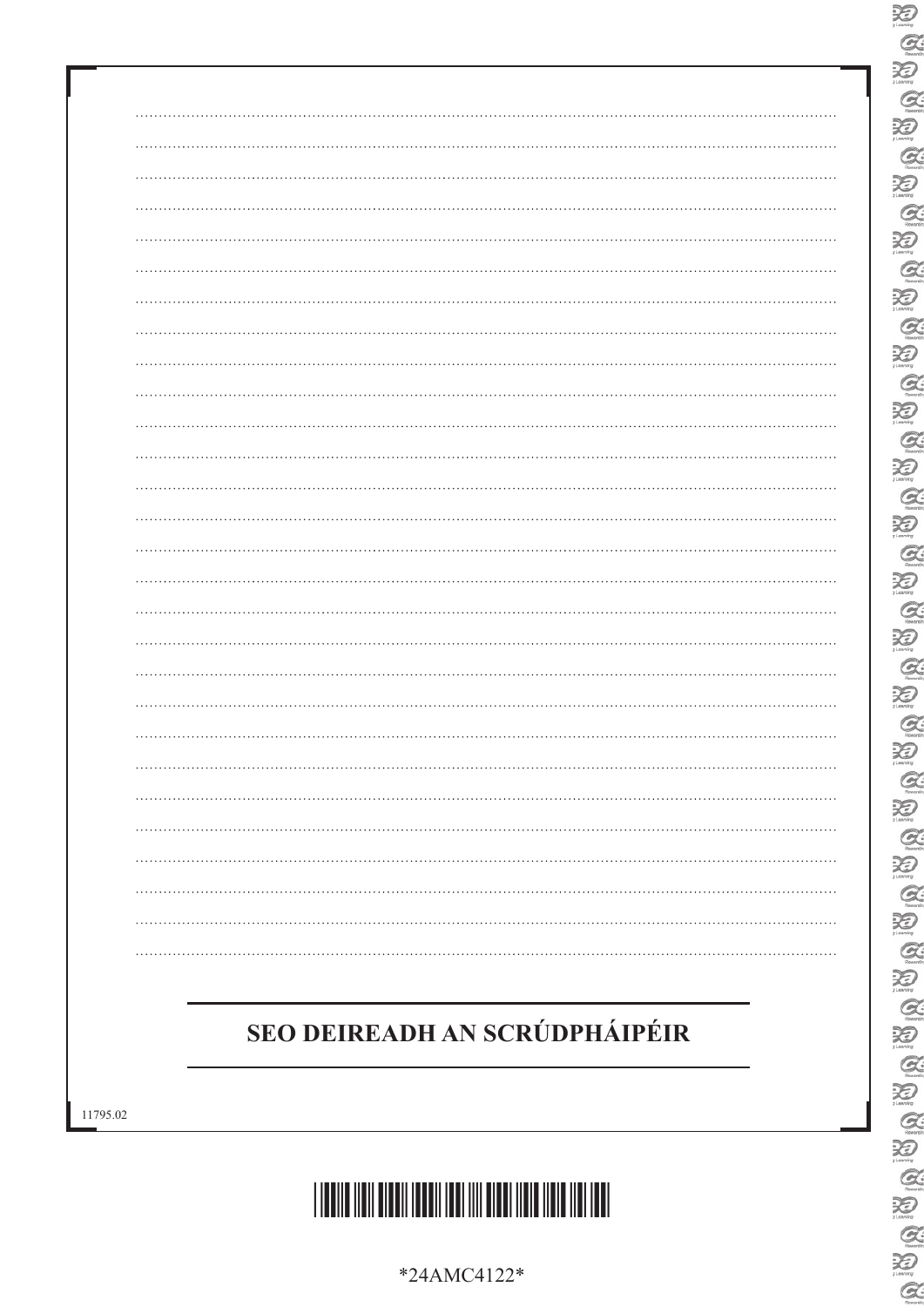**SEO DEIREADH AN SCRÚDPHÁIPÉIR**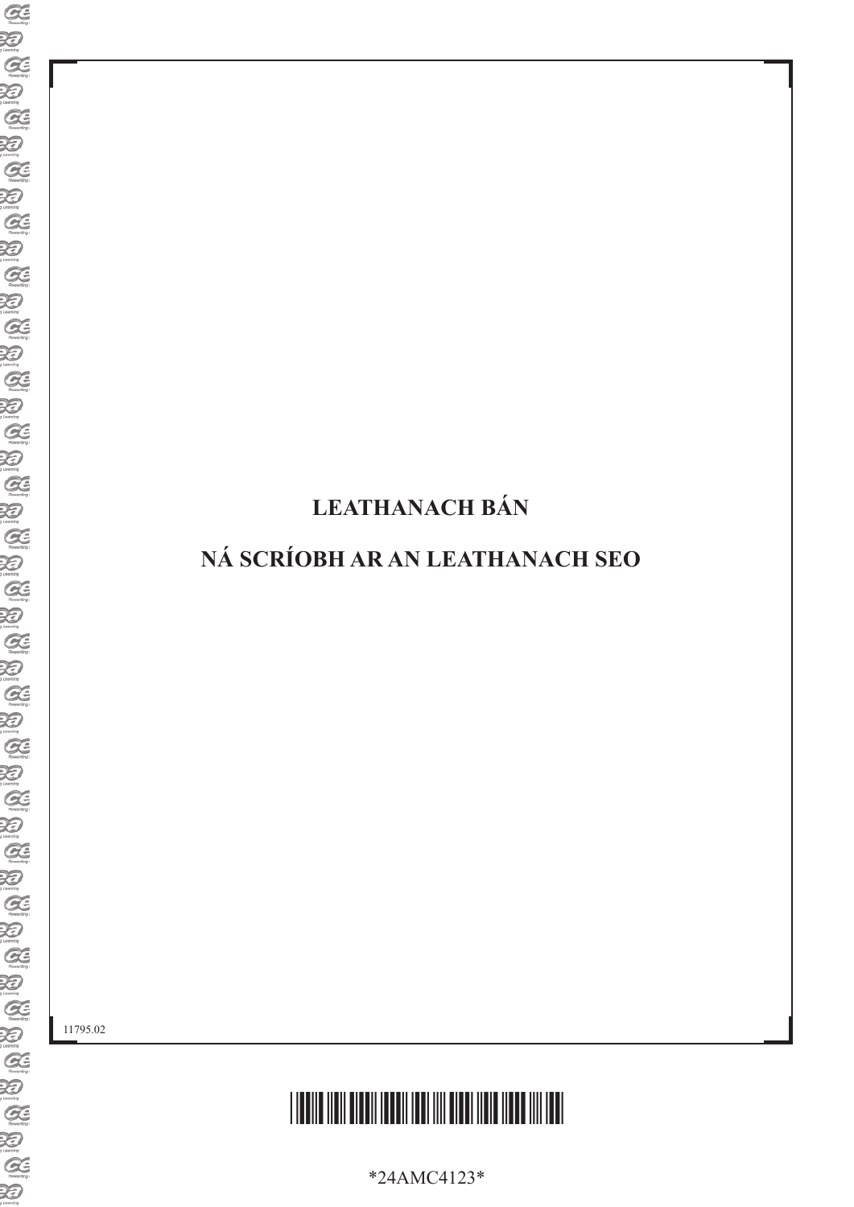**LEATHANACH BÁN**

**NÁ SCRÍOBH AR AN LEATHANACH SEO**

11795.02

*24AMC4123*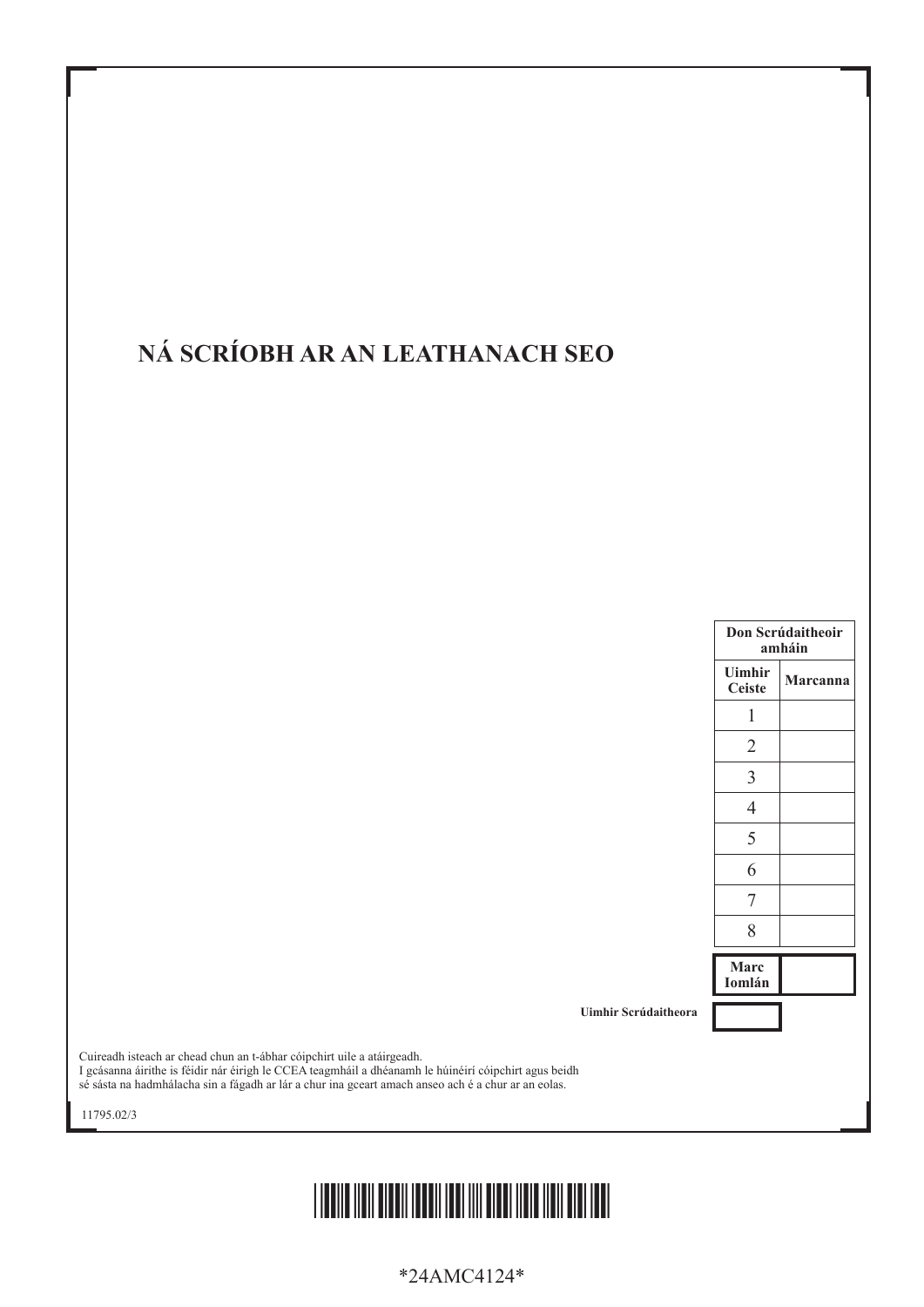# NÁ SCRÍOBH AR AN LEATHANACH SEO

| Don Scrúdaitheoir amháin | |
|---|---|
| **Uimhir Ceiste** | **Marcanna** |
| 1 | |
| 2 | |
| 3 | |
| 4 | |
| 5 | |
| 6 | |
| 7 | |
| 8 | |

| | |
|---|---|
| **Marc Iomlán** | |

**Uimhir Scrúdaitheora**

Cuireadh isteach ar chead chun an t-ábhar cóipchirt uile a atáirgeadh.
I gcásanna áirithe is féidir nár éirigh le CCEA teagmháil a dhéanamh le húinéirí cóipchirt agus beidh sé sásta na hadmhálacha sin a fágadh ar lár a chur ina gceart amach anseo ach é a chur ar an eolas.

11795.02/3

*24AMC4124*